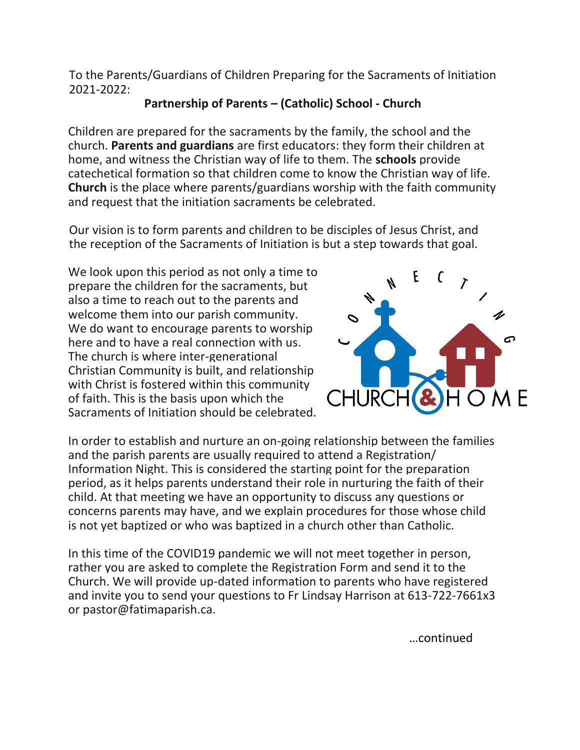To the Parents/Guardians of Children Preparing for the Sacraments of Initiation 2021-2022:

**Partnership of Parents – (Catholic) School - Church**

Children are prepared for the sacraments by the family, the school and the church. **Parents and guardians** are first educators: they form their children at home, and witness the Christian way of life to them. The **schools** provide catechetical formation so that children come to know the Christian way of life. **Church** is the place where parents/guardians worship with the faith community and request that the initiation sacraments be celebrated.

Our vision is to form parents and children to be disciples of Jesus Christ, and the reception of the Sacraments of Initiation is but a step towards that goal.

We look upon this period as not only a time to prepare the children for the sacraments, but also a time to reach out to the parents and welcome them into our parish community. We do want to encourage parents to worship here and to have a real connection with us. The church is where inter-generational Christian Community is built, and relationship with Christ is fostered within this community of faith. This is the basis upon which the Sacraments of Initiation should be celebrated.

In order to establish and nurture an on-going relationship between the families and the parish parents are usually required to attend a Registration/ Information Night. This is considered the starting point for the preparation period, as it helps parents understand their role in nurturing the faith of their child. At that meeting we have an opportunity to discuss any questions or concerns parents may have, and we explain procedures for those whose child is not yet baptized or who was baptized in a church other than Catholic.

In this time of the COVID19 pandemic we will not meet together in person, rather you are asked to complete the Registration Form and send it to the Church. We will provide up-dated information to parents who have registered and invite you to send your questions to Fr Lindsay Harrison at 613-722-7661x3 or pastor@fatimaparish.ca.

…continued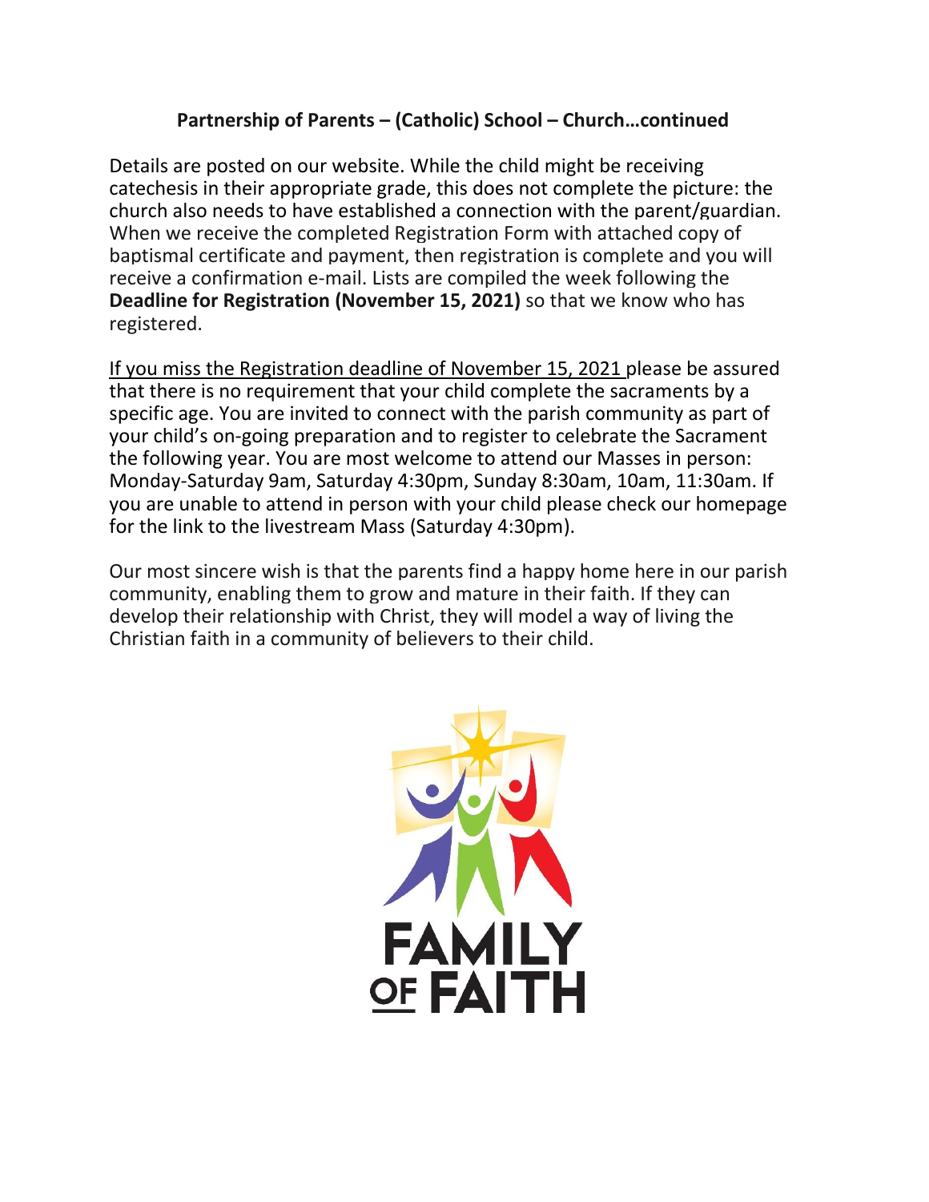**Partnership of Parents – (Catholic) School – Church…continued**

Details are posted on our website. While the child might be receiving catechesis in their appropriate grade, this does not complete the picture: the church also needs to have established a connection with the parent/guardian. When we receive the completed Registration Form with attached copy of baptismal certificate and payment, then registration is complete and you will receive a confirmation e-mail. Lists are compiled the week following the **Deadline for Registration (November 15, 2021)** so that we know who has registered.

If you miss the Registration deadline of November 15, 2021 please be assured that there is no requirement that your child complete the sacraments by a specific age. You are invited to connect with the parish community as part of your child's on-going preparation and to register to celebrate the Sacrament the following year. You are most welcome to attend our Masses in person: Monday-Saturday 9am, Saturday 4:30pm, Sunday 8:30am, 10am, 11:30am. If you are unable to attend in person with your child please check our homepage for the link to the livestream Mass (Saturday 4:30pm).

Our most sincere wish is that the parents find a happy home here in our parish community, enabling them to grow and mature in their faith. If they can develop their relationship with Christ, they will model a way of living the Christian faith in a community of believers to their child.

FAMILY
OF FAITH